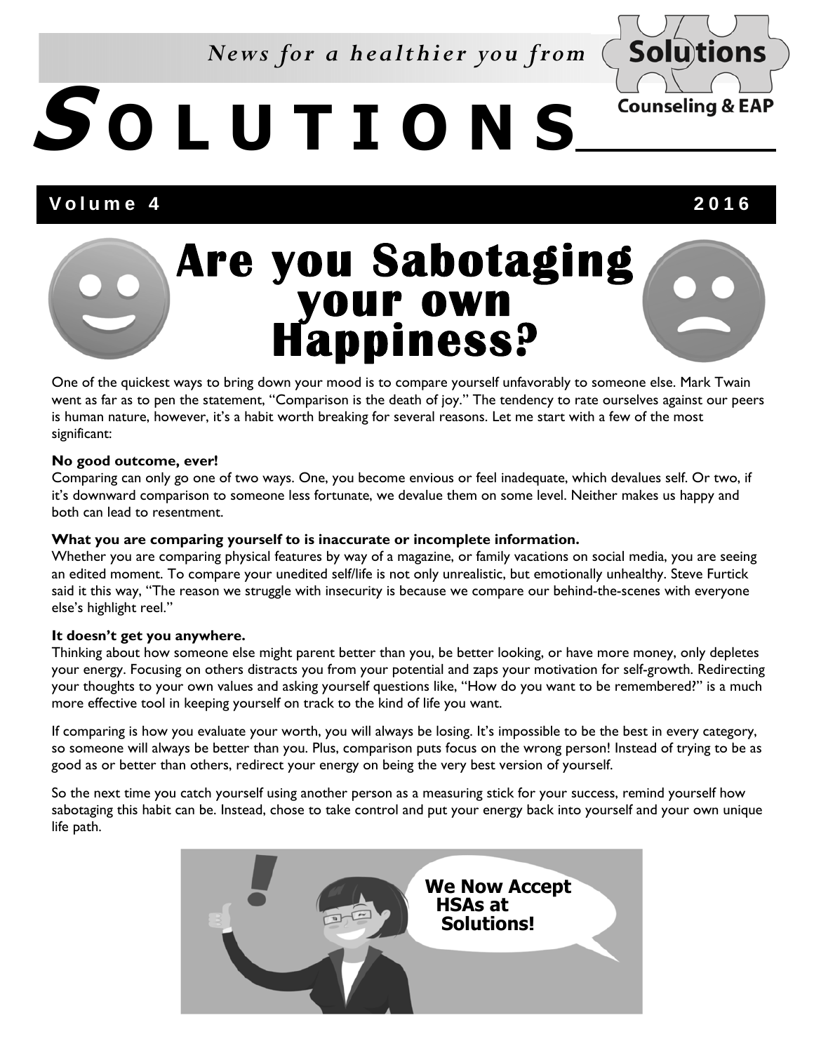*News for a healthier you from* Solutions Counseling & EAP

# SOLUTIONS

**Volume 4** **2016**

# Are you Sabotaging your own Happiness?

One of the quickest ways to bring down your mood is to compare yourself unfavorably to someone else. Mark Twain went as far as to pen the statement, "Comparison is the death of joy." The tendency to rate ourselves against our peers is human nature, however, it's a habit worth breaking for several reasons. Let me start with a few of the most significant:

**No good outcome, ever!**

Comparing can only go one of two ways. One, you become envious or feel inadequate, which devalues self. Or two, if it's downward comparison to someone less fortunate, we devalue them on some level. Neither makes us happy and both can lead to resentment.

**What you are comparing yourself to is inaccurate or incomplete information.**

Whether you are comparing physical features by way of a magazine, or family vacations on social media, you are seeing an edited moment. To compare your unedited self/life is not only unrealistic, but emotionally unhealthy. Steve Furtick said it this way, "The reason we struggle with insecurity is because we compare our behind-the-scenes with everyone else's highlight reel."

**It doesn't get you anywhere.**

Thinking about how someone else might parent better than you, be better looking, or have more money, only depletes your energy. Focusing on others distracts you from your potential and zaps your motivation for self-growth. Redirecting your thoughts to your own values and asking yourself questions like, "How do you want to be remembered?" is a much more effective tool in keeping yourself on track to the kind of life you want.

If comparing is how you evaluate your worth, you will always be losing. It's impossible to be the best in every category, so someone will always be better than you. Plus, comparison puts focus on the wrong person! Instead of trying to be as good as or better than others, redirect your energy on being the very best version of yourself.

So the next time you catch yourself using another person as a measuring stick for your success, remind yourself how sabotaging this habit can be. Instead, chose to take control and put your energy back into yourself and your own unique life path.

**We Now Accept HSAs at Solutions!**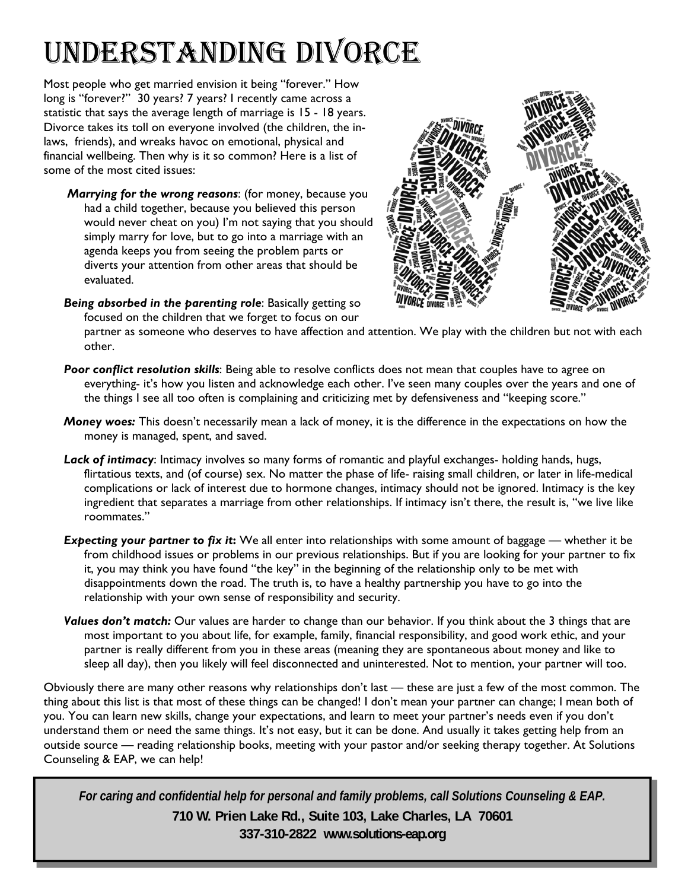# Understanding Divorce

Most people who get married envision it being "forever." How long is "forever?" 30 years? 7 years? I recently came across a statistic that says the average length of marriage is 15 - 18 years. Divorce takes its toll on everyone involved (the children, the in-laws, friends), and wreaks havoc on emotional, physical and financial wellbeing. Then why is it so common? Here is a list of some of the most cited issues:

- ***Marrying for the wrong reasons***: (for money, because you had a child together, because you believed this person would never cheat on you) I'm not saying that you should simply marry for love, but to go into a marriage with an agenda keeps you from seeing the problem parts or diverts your attention from other areas that should be evaluated.
- ***Being absorbed in the parenting role***: Basically getting so focused on the children that we forget to focus on our partner as someone who deserves to have affection and attention. We play with the children but not with each other.
- ***Poor conflict resolution skills***: Being able to resolve conflicts does not mean that couples have to agree on everything- it's how you listen and acknowledge each other. I've seen many couples over the years and one of the things I see all too often is complaining and criticizing met by defensiveness and "keeping score."
- ***Money woes:*** This doesn't necessarily mean a lack of money, it is the difference in the expectations on how the money is managed, spent, and saved.
- ***Lack of intimacy***: Intimacy involves so many forms of romantic and playful exchanges- holding hands, hugs, flirtatious texts, and (of course) sex. No matter the phase of life- raising small children, or later in life-medical complications or lack of interest due to hormone changes, intimacy should not be ignored. Intimacy is the key ingredient that separates a marriage from other relationships. If intimacy isn't there, the result is, "we live like roommates."
- ***Expecting your partner to fix it*****:** We all enter into relationships with some amount of baggage — whether it be from childhood issues or problems in our previous relationships. But if you are looking for your partner to fix it, you may think you have found "the key" in the beginning of the relationship only to be met with disappointments down the road. The truth is, to have a healthy partnership you have to go into the relationship with your own sense of responsibility and security.
- ***Values don't match:*** Our values are harder to change than our behavior. If you think about the 3 things that are most important to you about life, for example, family, financial responsibility, and good work ethic, and your partner is really different from you in these areas (meaning they are spontaneous about money and like to sleep all day), then you likely will feel disconnected and uninterested. Not to mention, your partner will too.

Obviously there are many other reasons why relationships don't last — these are just a few of the most common. The thing about this list is that most of these things can be changed! I don't mean your partner can change; I mean both of you. You can learn new skills, change your expectations, and learn to meet your partner's needs even if you don't understand them or need the same things. It's not easy, but it can be done. And usually it takes getting help from an outside source — reading relationship books, meeting with your pastor and/or seeking therapy together. At Solutions Counseling & EAP, we can help!

***For caring and confidential help for personal and family problems, call Solutions Counseling & EAP.***

**710 W. Prien Lake Rd., Suite 103, Lake Charles, LA 70601**

**337-310-2822 www.solutions-eap.org**